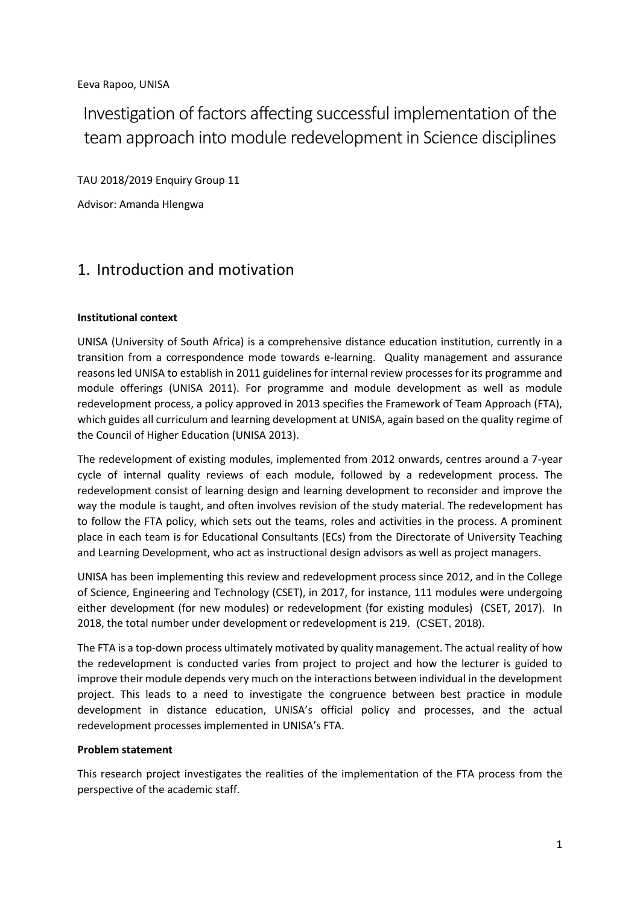Eeva Rapoo, UNISA

# Investigation of factors affecting successful implementation of the team approach into module redevelopment in Science disciplines

TAU 2018/2019 Enquiry Group 11

Advisor: Amanda Hlengwa

## 1. Introduction and motivation

**Institutional context**

UNISA (University of South Africa) is a comprehensive distance education institution, currently in a transition from a correspondence mode towards e-learning. Quality management and assurance reasons led UNISA to establish in 2011 guidelines for internal review processes for its programme and module offerings (UNISA 2011). For programme and module development as well as module redevelopment process, a policy approved in 2013 specifies the Framework of Team Approach (FTA), which guides all curriculum and learning development at UNISA, again based on the quality regime of the Council of Higher Education (UNISA 2013).

The redevelopment of existing modules, implemented from 2012 onwards, centres around a 7-year cycle of internal quality reviews of each module, followed by a redevelopment process. The redevelopment consist of learning design and learning development to reconsider and improve the way the module is taught, and often involves revision of the study material. The redevelopment has to follow the FTA policy, which sets out the teams, roles and activities in the process. A prominent place in each team is for Educational Consultants (ECs) from the Directorate of University Teaching and Learning Development, who act as instructional design advisors as well as project managers.

UNISA has been implementing this review and redevelopment process since 2012, and in the College of Science, Engineering and Technology (CSET), in 2017, for instance, 111 modules were undergoing either development (for new modules) or redevelopment (for existing modules) (CSET, 2017). In 2018, the total number under development or redevelopment is 219. (CSET, 2018).

The FTA is a top-down process ultimately motivated by quality management. The actual reality of how the redevelopment is conducted varies from project to project and how the lecturer is guided to improve their module depends very much on the interactions between individual in the development project. This leads to a need to investigate the congruence between best practice in module development in distance education, UNISA's official policy and processes, and the actual redevelopment processes implemented in UNISA's FTA.

**Problem statement**

This research project investigates the realities of the implementation of the FTA process from the perspective of the academic staff.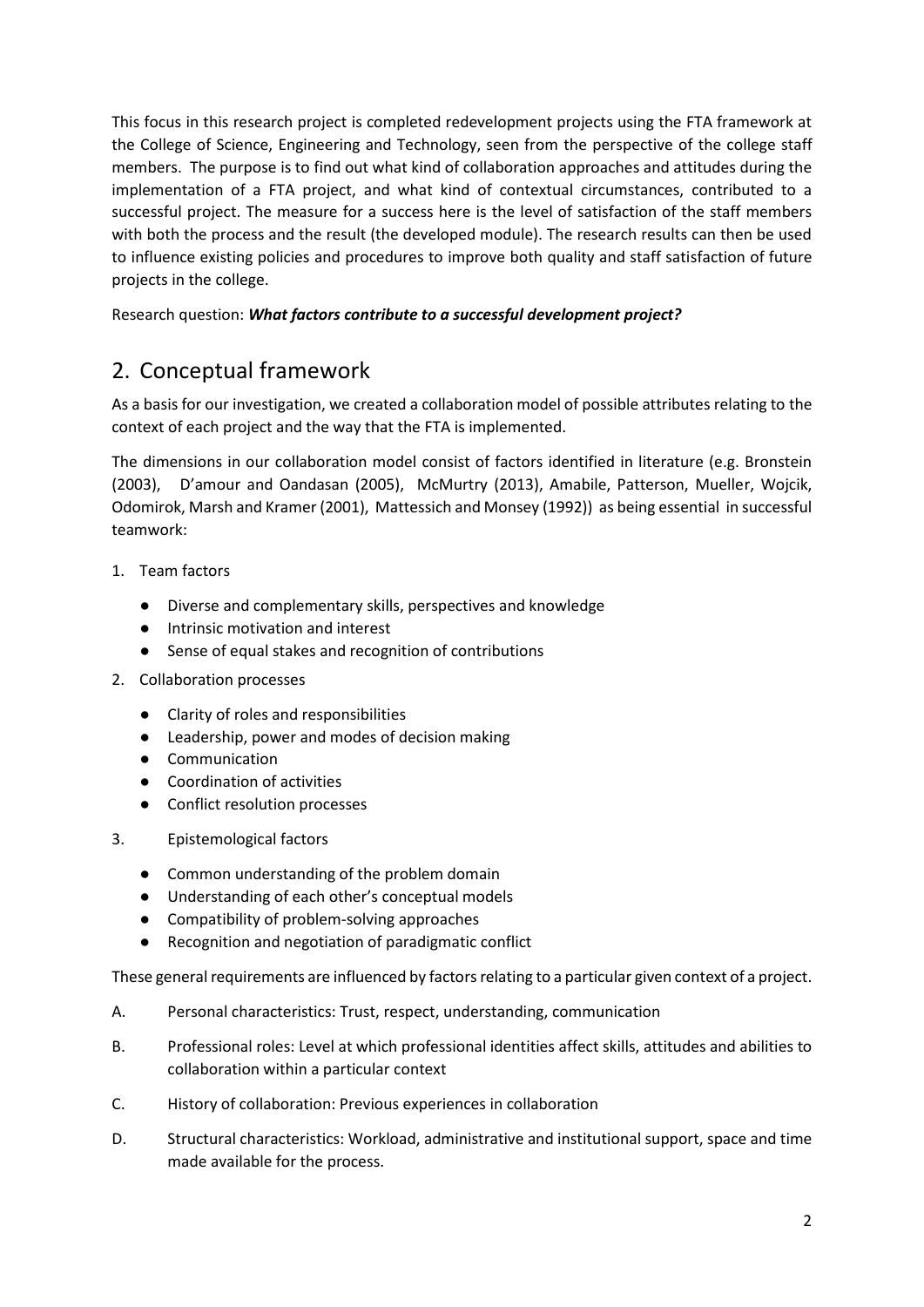This focus in this research project is completed redevelopment projects using the FTA framework at the College of Science, Engineering and Technology, seen from the perspective of the college staff members. The purpose is to find out what kind of collaboration approaches and attitudes during the implementation of a FTA project, and what kind of contextual circumstances, contributed to a successful project. The measure for a success here is the level of satisfaction of the staff members with both the process and the result (the developed module). The research results can then be used to influence existing policies and procedures to improve both quality and staff satisfaction of future projects in the college.

Research question: ***What factors contribute to a successful development project?***

## 2. Conceptual framework

As a basis for our investigation, we created a collaboration model of possible attributes relating to the context of each project and the way that the FTA is implemented.

The dimensions in our collaboration model consist of factors identified in literature (e.g. Bronstein (2003), D'amour and Oandasan (2005), McMurtry (2013), Amabile, Patterson, Mueller, Wojcik, Odomirok, Marsh and Kramer (2001), Mattessich and Monsey (1992)) as being essential in successful teamwork:

1. Team factors
   - Diverse and complementary skills, perspectives and knowledge
   - Intrinsic motivation and interest
   - Sense of equal stakes and recognition of contributions
2. Collaboration processes
   - Clarity of roles and responsibilities
   - Leadership, power and modes of decision making
   - Communication
   - Coordination of activities
   - Conflict resolution processes
3. Epistemological factors
   - Common understanding of the problem domain
   - Understanding of each other's conceptual models
   - Compatibility of problem-solving approaches
   - Recognition and negotiation of paradigmatic conflict

These general requirements are influenced by factors relating to a particular given context of a project.

A. Personal characteristics: Trust, respect, understanding, communication

B. Professional roles: Level at which professional identities affect skills, attitudes and abilities to collaboration within a particular context

C. History of collaboration: Previous experiences in collaboration

D. Structural characteristics: Workload, administrative and institutional support, space and time made available for the process.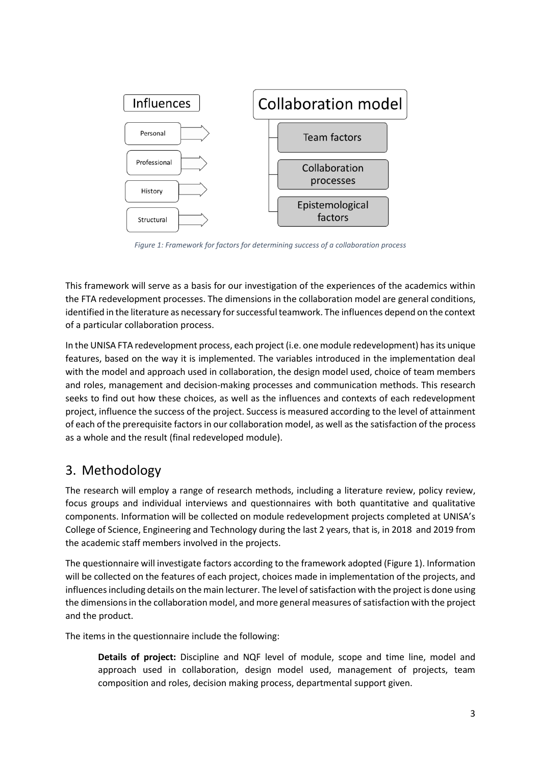Figure 1: Framework for factors for determining success of a collaboration process

This framework will serve as a basis for our investigation of the experiences of the academics within the FTA redevelopment processes. The dimensions in the collaboration model are general conditions, identified in the literature as necessary for successful teamwork. The influences depend on the context of a particular collaboration process.

In the UNISA FTA redevelopment process, each project (i.e. one module redevelopment) has its unique features, based on the way it is implemented. The variables introduced in the implementation deal with the model and approach used in collaboration, the design model used, choice of team members and roles, management and decision-making processes and communication methods. This research seeks to find out how these choices, as well as the influences and contexts of each redevelopment project, influence the success of the project. Success is measured according to the level of attainment of each of the prerequisite factors in our collaboration model, as well as the satisfaction of the process as a whole and the result (final redeveloped module).

## 3. Methodology

The research will employ a range of research methods, including a literature review, policy review, focus groups and individual interviews and questionnaires with both quantitative and qualitative components. Information will be collected on module redevelopment projects completed at UNISA's College of Science, Engineering and Technology during the last 2 years, that is, in 2018 and 2019 from the academic staff members involved in the projects.

The questionnaire will investigate factors according to the framework adopted (Figure 1). Information will be collected on the features of each project, choices made in implementation of the projects, and influences including details on the main lecturer. The level of satisfaction with the project is done using the dimensions in the collaboration model, and more general measures of satisfaction with the project and the product.

The items in the questionnaire include the following:

> **Details of project:** Discipline and NQF level of module, scope and time line, model and approach used in collaboration, design model used, management of projects, team composition and roles, decision making process, departmental support given.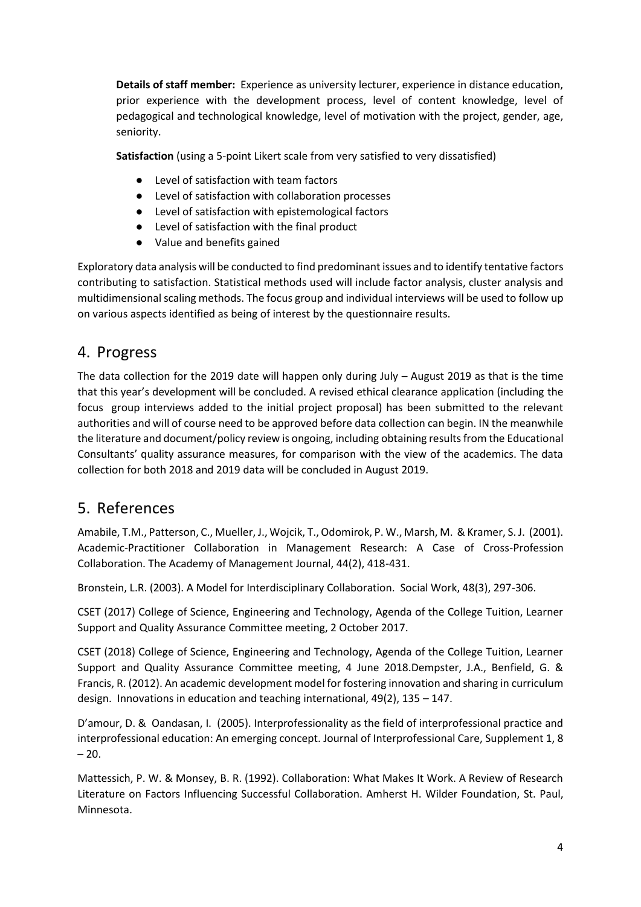**Details of staff member:** Experience as university lecturer, experience in distance education, prior experience with the development process, level of content knowledge, level of pedagogical and technological knowledge, level of motivation with the project, gender, age, seniority.

**Satisfaction** (using a 5-point Likert scale from very satisfied to very dissatisfied)

- Level of satisfaction with team factors
- Level of satisfaction with collaboration processes
- Level of satisfaction with epistemological factors
- Level of satisfaction with the final product
- Value and benefits gained

Exploratory data analysis will be conducted to find predominant issues and to identify tentative factors contributing to satisfaction. Statistical methods used will include factor analysis, cluster analysis and multidimensional scaling methods. The focus group and individual interviews will be used to follow up on various aspects identified as being of interest by the questionnaire results.

## 4. Progress

The data collection for the 2019 date will happen only during July – August 2019 as that is the time that this year's development will be concluded. A revised ethical clearance application (including the focus group interviews added to the initial project proposal) has been submitted to the relevant authorities and will of course need to be approved before data collection can begin. IN the meanwhile the literature and document/policy review is ongoing, including obtaining results from the Educational Consultants' quality assurance measures, for comparison with the view of the academics. The data collection for both 2018 and 2019 data will be concluded in August 2019.

## 5. References

Amabile, T.M., Patterson, C., Mueller, J., Wojcik, T., Odomirok, P. W., Marsh, M. & Kramer, S. J. (2001). Academic-Practitioner Collaboration in Management Research: A Case of Cross-Profession Collaboration. The Academy of Management Journal, 44(2), 418-431.

Bronstein, L.R. (2003). A Model for Interdisciplinary Collaboration. Social Work, 48(3), 297-306.

CSET (2017) College of Science, Engineering and Technology, Agenda of the College Tuition, Learner Support and Quality Assurance Committee meeting, 2 October 2017.

CSET (2018) College of Science, Engineering and Technology, Agenda of the College Tuition, Learner Support and Quality Assurance Committee meeting, 4 June 2018.Dempster, J.A., Benfield, G. & Francis, R. (2012). An academic development model for fostering innovation and sharing in curriculum design. Innovations in education and teaching international, 49(2), 135 – 147.

D'amour, D. & Oandasan, I. (2005). Interprofessionality as the field of interprofessional practice and interprofessional education: An emerging concept. Journal of Interprofessional Care, Supplement 1, 8 – 20.

Mattessich, P. W. & Monsey, B. R. (1992). Collaboration: What Makes It Work. A Review of Research Literature on Factors Influencing Successful Collaboration. Amherst H. Wilder Foundation, St. Paul, Minnesota.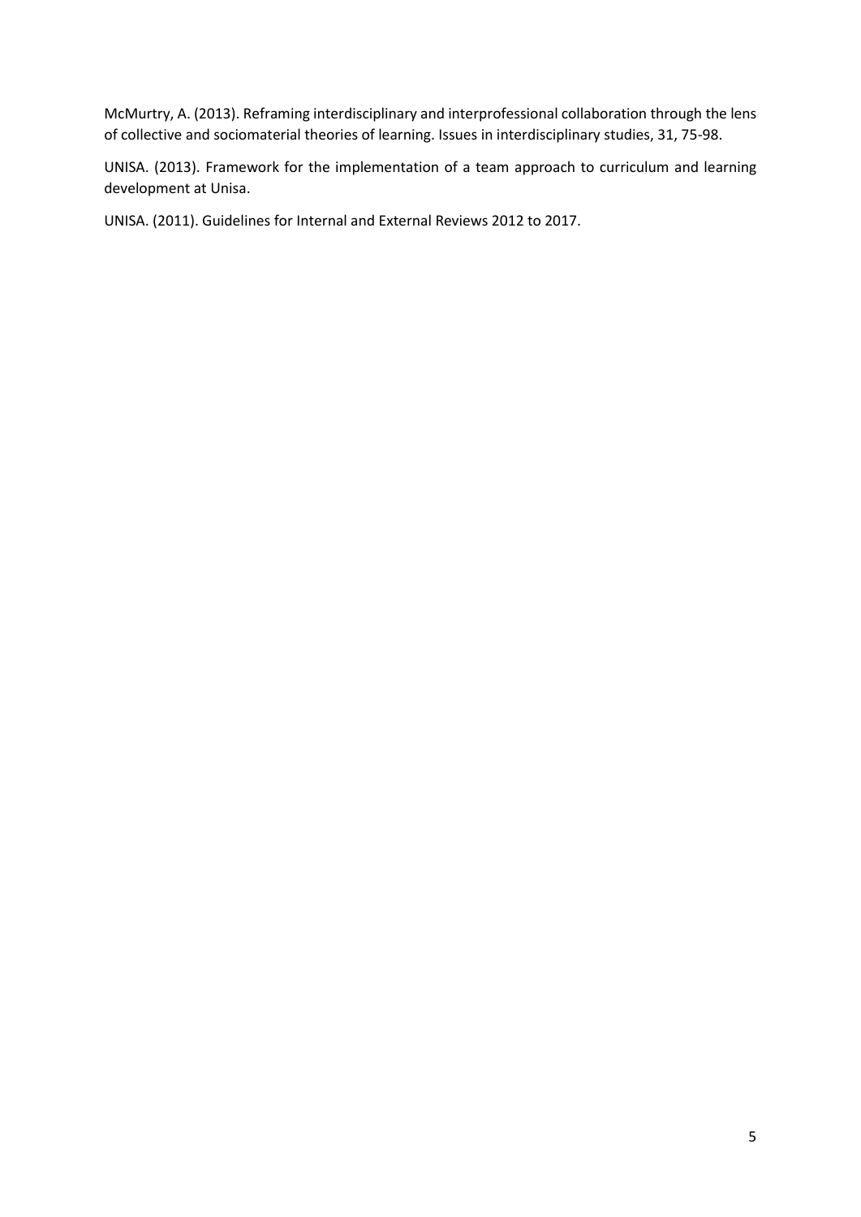McMurtry, A. (2013). Reframing interdisciplinary and interprofessional collaboration through the lens of collective and sociomaterial theories of learning. Issues in interdisciplinary studies, 31, 75-98.

UNISA. (2013). Framework for the implementation of a team approach to curriculum and learning development at Unisa.

UNISA. (2011). Guidelines for Internal and External Reviews 2012 to 2017.